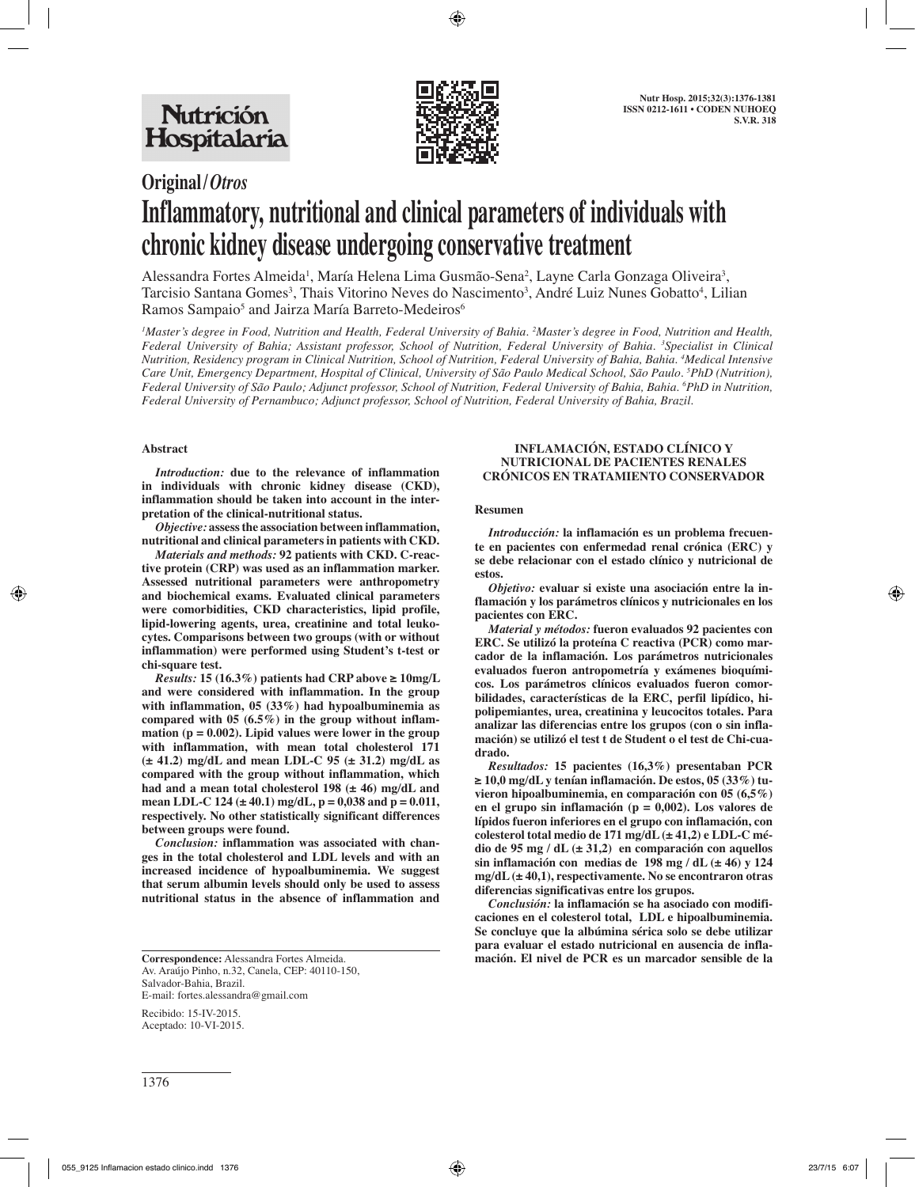# Original/*Otros*

# Inflammatory, nutritional and clinical parameters of individuals with chronic kidney disease undergoing conservative treatment

Alessandra Fortes Almeida[1], María Helena Lima Gusmão-Sena[2], Layne Carla Gonzaga Oliveira[3], Tarcisio Santana Gomes[3], Thais Vitorino Neves do Nascimento[3], André Luiz Nunes Gobatto[4], Lilian Ramos Sampaio[5] and Jairza María Barreto-Medeiros[6]

*[1]Master's degree in Food, Nutrition and Health, Federal University of Bahia. [2]Master's degree in Food, Nutrition and Health, Federal University of Bahia; Assistant professor, School of Nutrition, Federal University of Bahia. [3]Specialist in Clinical Nutrition, Residency program in Clinical Nutrition, School of Nutrition, Federal University of Bahia, Bahia. [4]Medical Intensive Care Unit, Emergency Department, Hospital of Clinical, University of São Paulo Medical School, São Paulo. [5]PhD (Nutrition), Federal University of São Paulo; Adjunct professor, School of Nutrition, Federal University of Bahia, Bahia. [6]PhD in Nutrition, Federal University of Pernambuco; Adjunct professor, School of Nutrition, Federal University of Bahia, Brazil.*

## Abstract

***Introduction:*** **due to the relevance of inflammation in individuals with chronic kidney disease (CKD), inflammation should be taken into account in the interpretation of the clinical-nutritional status.**

***Objective:*** **assess the association between inflammation, nutritional and clinical parameters in patients with CKD.**

***Materials and methods:*** **92 patients with CKD. C-reactive protein (CRP) was used as an inflammation marker. Assessed nutritional parameters were anthropometry and biochemical exams. Evaluated clinical parameters were comorbidities, CKD characteristics, lipid profile, lipid-lowering agents, urea, creatinine and total leukocytes. Comparisons between two groups (with or without inflammation) were performed using Student's t-test or chi-square test.**

***Results:*** **15 (16.3%) patients had CRP above ≥ 10mg/L and were considered with inflammation. In the group with inflammation, 05 (33%) had hypoalbuminemia as compared with 05 (6.5%) in the group without inflammation ($p = 0.002$). Lipid values were lower in the group with inflammation, with mean total cholesterol 171 (± 41.2) mg/dL and mean LDL-C 95 (± 31.2) mg/dL as compared with the group without inflammation, which had a mean total cholesterol 198 (± 46) mg/dL and mean LDL-C 124 (± 40.1) mg/dL, $p = 0{,}038$ and $p = 0.011$, respectively. No other statistically significant differences between groups were found.**

***Conclusion:*** **inflammation was associated with changes in the total cholesterol and LDL levels and with an increased incidence of hypoalbuminemia. We suggest that serum albumin levels should only be used to assess nutritional status in the absence of inflammation and**

## INFLAMACIÓN, ESTADO CLÍNICO Y NUTRICIONAL DE PACIENTES RENALES CRÓNICOS EN TRATAMIENTO CONSERVADOR

### Resumen

***Introducción:*** **la inflamación es un problema frecuente en pacientes con enfermedad renal crónica (ERC) y se debe relacionar con el estado clínico y nutricional de estos.**

***Objetivo:*** **evaluar si existe una asociación entre la inflamación y los parámetros clínicos y nutricionales en los pacientes con ERC.**

***Material y métodos:*** **fueron evaluados 92 pacientes con ERC. Se utilizó la proteína C reactiva (PCR) como marcador de la inflamación. Los parámetros nutricionales evaluados fueron antropometría y exámenes bioquímicos. Los parámetros clínicos evaluados fueron comorbilidades, características de la ERC, perfil lipídico, hipolipemiantes, urea, creatinina y leucocitos totales. Para analizar las diferencias entre los grupos (con o sin inflamación) se utilizó el test t de Student o el test de Chi-cuadrado.**

***Resultados:*** **15 pacientes (16,3%) presentaban PCR ≥ 10,0 mg/dL y tenían inflamación. De estos, 05 (33%) tuvieron hipoalbuminemia, en comparación con 05 (6,5%) en el grupo sin inflamación ($p = 0{,}002$). Los valores de lípidos fueron inferiores en el grupo con inflamación, con colesterol total medio de 171 mg/dL (± 41,2) e LDL-C médio de 95 mg / dL (± 31,2) en comparación con aquellos sin inflamación con medias de 198 mg / dL (± 46) y 124 mg/dL (± 40,1), respectivamente. No se encontraron otras diferencias significativas entre los grupos.**

***Conclusión:*** **la inflamación se ha asociado con modificaciones en el colesterol total, LDL e hipoalbuminemia. Se concluye que la albúmina sérica solo se debe utilizar para evaluar el estado nutricional en ausencia de inflamación. El nivel de PCR es un marcador sensible de la**

---

**Correspondence:** Alessandra Fortes Almeida.
Av. Araújo Pinho, n.32, Canela, CEP: 40110-150,
Salvador-Bahia, Brazil.
E-mail: fortes.alessandra@gmail.com

Recibido: 15-IV-2015.
Aceptado: 10-VI-2015.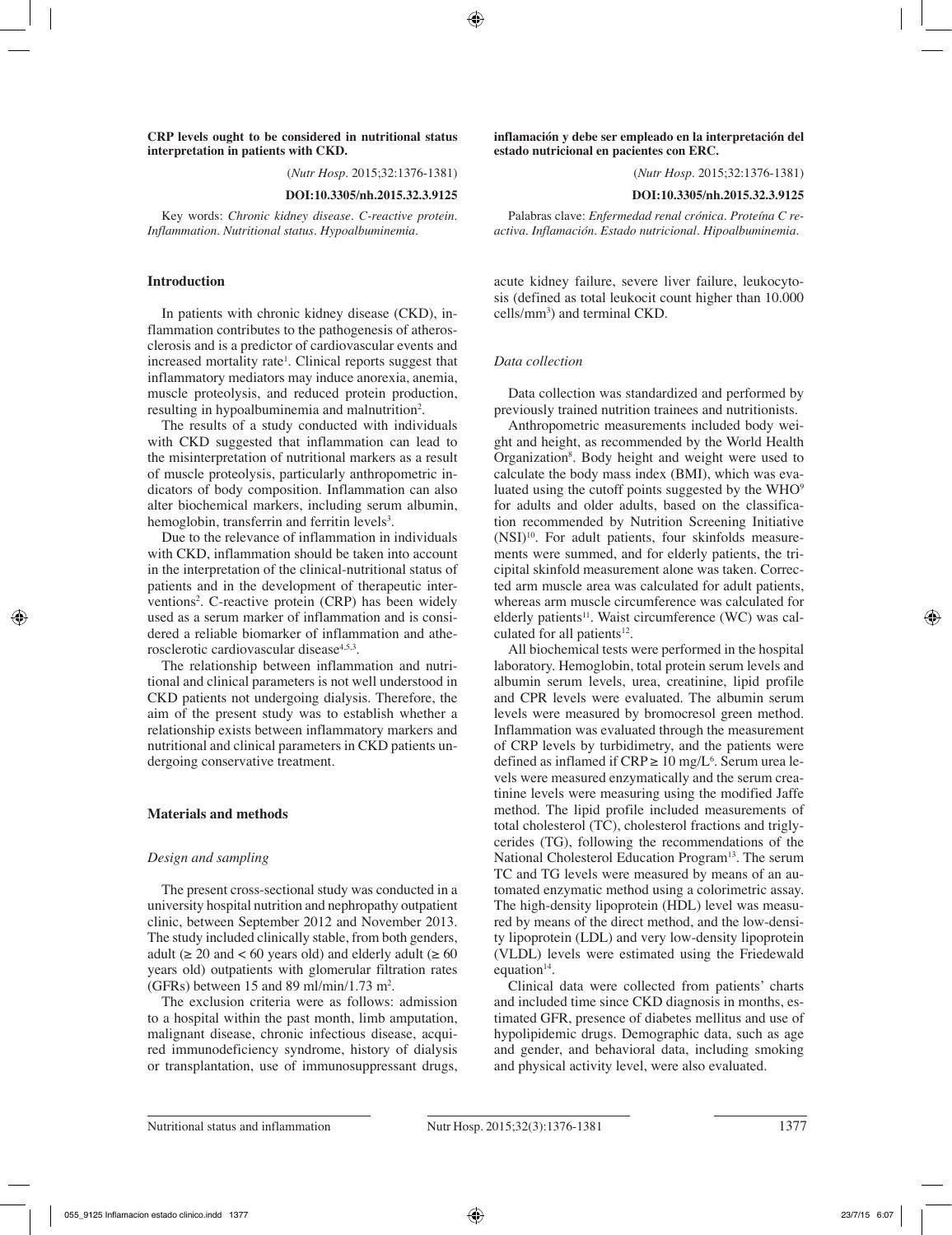**CRP levels ought to be considered in nutritional status interpretation in patients with CKD.**

(*Nutr Hosp.* 2015;32:1376-1381)

**DOI:10.3305/nh.2015.32.3.9125**

Key words: *Chronic kidney disease. C-reactive protein. Inflammation. Nutritional status. Hypoalbuminemia.*

**inflamación y debe ser empleado en la interpretación del estado nutricional en pacientes con ERC.**

(*Nutr Hosp.* 2015;32:1376-1381)

**DOI:10.3305/nh.2015.32.3.9125**

Palabras clave: *Enfermedad renal crónica. Proteína C reactiva. Inflamación. Estado nutricional. Hipoalbuminemia.*

## Introduction

In patients with chronic kidney disease (CKD), inflammation contributes to the pathogenesis of atherosclerosis and is a predictor of cardiovascular events and increased mortality rate[1]. Clinical reports suggest that inflammatory mediators may induce anorexia, anemia, muscle proteolysis, and reduced protein production, resulting in hypoalbuminemia and malnutrition[2].

The results of a study conducted with individuals with CKD suggested that inflammation can lead to the misinterpretation of nutritional markers as a result of muscle proteolysis, particularly anthropometric indicators of body composition. Inflammation can also alter biochemical markers, including serum albumin, hemoglobin, transferrin and ferritin levels[3].

Due to the relevance of inflammation in individuals with CKD, inflammation should be taken into account in the interpretation of the clinical-nutritional status of patients and in the development of therapeutic interventions[2]. C-reactive protein (CRP) has been widely used as a serum marker of inflammation and is considered a reliable biomarker of inflammation and atherosclerotic cardiovascular disease[4,5,3].

The relationship between inflammation and nutritional and clinical parameters is not well understood in CKD patients not undergoing dialysis. Therefore, the aim of the present study was to establish whether a relationship exists between inflammatory markers and nutritional and clinical parameters in CKD patients undergoing conservative treatment.

## Materials and methods

### *Design and sampling*

The present cross-sectional study was conducted in a university hospital nutrition and nephropathy outpatient clinic, between September 2012 and November 2013. The study included clinically stable, from both genders, adult ($\geq$ 20 and < 60 years old) and elderly adult ($\geq$ 60 years old) outpatients with glomerular filtration rates (GFRs) between 15 and 89 ml/min/1.73 m$^2$.

The exclusion criteria were as follows: admission to a hospital within the past month, limb amputation, malignant disease, chronic infectious disease, acquired immunodeficiency syndrome, history of dialysis or transplantation, use of immunosuppressant drugs, acute kidney failure, severe liver failure, leukocytosis (defined as total leukocit count higher than 10.000 cells/mm$^3$) and terminal CKD.

### *Data collection*

Data collection was standardized and performed by previously trained nutrition trainees and nutritionists.

Anthropometric measurements included body weight and height, as recommended by the World Health Organization[8]. Body height and weight were used to calculate the body mass index (BMI), which was evaluated using the cutoff points suggested by the WHO[9] for adults and older adults, based on the classification recommended by Nutrition Screening Initiative (NSI)[10]. For adult patients, four skinfolds measurements were summed, and for elderly patients, the tricipital skinfold measurement alone was taken. Corrected arm muscle area was calculated for adult patients, whereas arm muscle circumference was calculated for elderly patients[11]. Waist circumference (WC) was calculated for all patients[12].

All biochemical tests were performed in the hospital laboratory. Hemoglobin, total protein serum levels and albumin serum levels, urea, creatinine, lipid profile and CPR levels were evaluated. The albumin serum levels were measured by bromocresol green method. Inflammation was evaluated through the measurement of CRP levels by turbidimetry, and the patients were defined as inflamed if CRP $\geq$ 10 mg/L[6]. Serum urea levels were measured enzymatically and the serum creatinine levels were measuring using the modified Jaffe method. The lipid profile included measurements of total cholesterol (TC), cholesterol fractions and triglycerides (TG), following the recommendations of the National Cholesterol Education Program[13]. The serum TC and TG levels were measured by means of an automated enzymatic method using a colorimetric assay. The high-density lipoprotein (HDL) level was measured by means of the direct method, and the low-density lipoprotein (LDL) and very low-density lipoprotein (VLDL) levels were estimated using the Friedewald equation[14].

Clinical data were collected from patients' charts and included time since CKD diagnosis in months, estimated GFR, presence of diabetes mellitus and use of hypolipidemic drugs. Demographic data, such as age and gender, and behavioral data, including smoking and physical activity level, were also evaluated.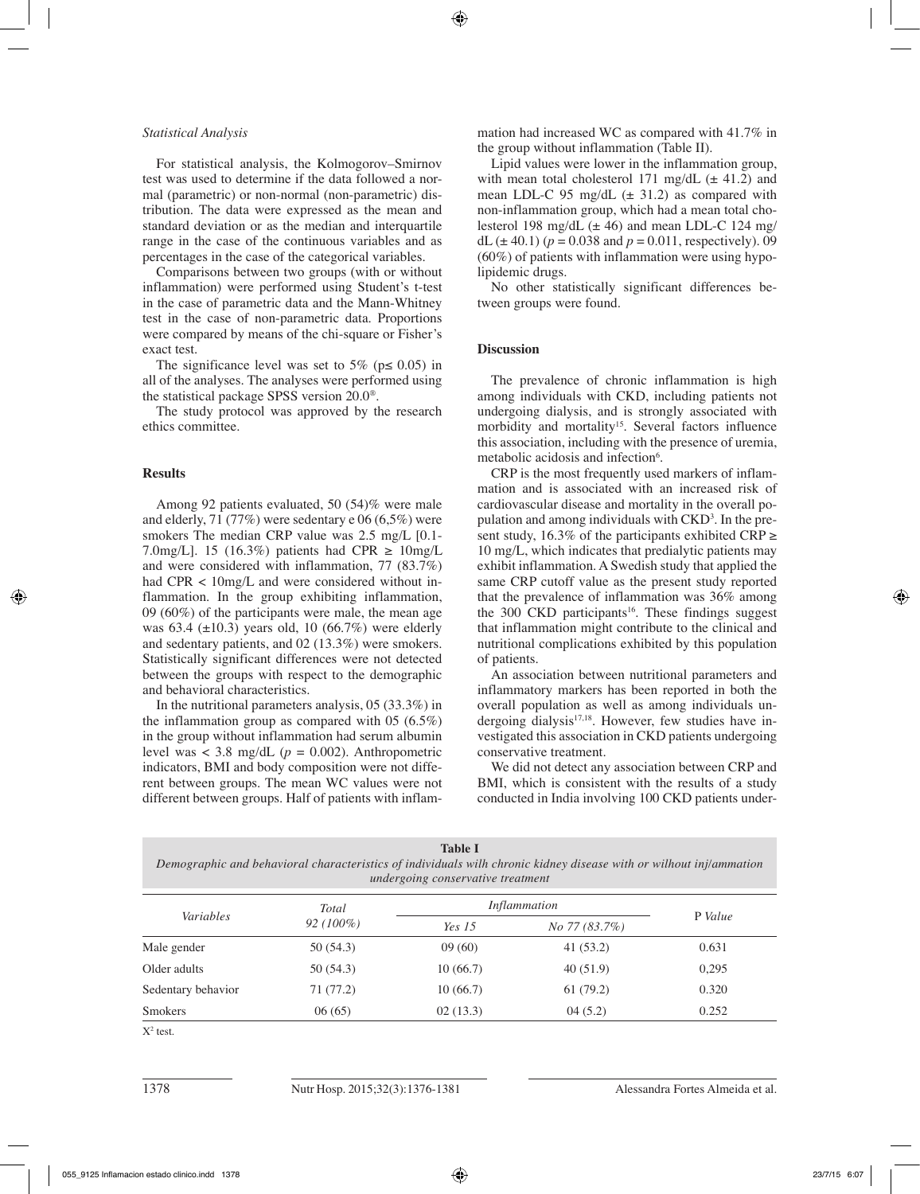*Statistical Analysis*

For statistical analysis, the Kolmogorov–Smirnov test was used to determine if the data followed a normal (parametric) or non-normal (non-parametric) distribution. The data were expressed as the mean and standard deviation or as the median and interquartile range in the case of the continuous variables and as percentages in the case of the categorical variables.

Comparisons between two groups (with or without inflammation) were performed using Student's t-test in the case of parametric data and the Mann-Whitney test in the case of non-parametric data. Proportions were compared by means of the chi-square or Fisher's exact test.

The significance level was set to 5% ($p \leq 0.05$) in all of the analyses. The analyses were performed using the statistical package SPSS version 20.0®.

The study protocol was approved by the research ethics committee.

## Results

Among 92 patients evaluated, 50 (54)% were male and elderly, 71 (77%) were sedentary e 06 (6,5%) were smokers The median CRP value was 2.5 mg/L [0.1-7.0mg/L]. 15 (16.3%) patients had CPR ≥ 10mg/L and were considered with inflammation, 77 (83.7%) had CPR < 10mg/L and were considered without inflammation. In the group exhibiting inflammation, 09 (60%) of the participants were male, the mean age was 63.4 (±10.3) years old, 10 (66.7%) were elderly and sedentary patients, and 02 (13.3%) were smokers. Statistically significant differences were not detected between the groups with respect to the demographic and behavioral characteristics.

In the nutritional parameters analysis, 05 (33.3%) in the inflammation group as compared with 05 (6.5%) in the group without inflammation had serum albumin level was < 3.8 mg/dL ($p = 0.002$). Anthropometric indicators, BMI and body composition were not different between groups. The mean WC values were not different between groups. Half of patients with inflammation had increased WC as compared with 41.7% in the group without inflammation (Table II).

Lipid values were lower in the inflammation group, with mean total cholesterol 171 mg/dL (± 41.2) and mean LDL-C 95 mg/dL (± 31.2) as compared with non-inflammation group, which had a mean total cholesterol 198 mg/dL (± 46) and mean LDL-C 124 mg/dL (± 40.1) ($p = 0.038$ and $p = 0.011$, respectively). 09 (60%) of patients with inflammation were using hypolipidemic drugs.

No other statistically significant differences between groups were found.

## Discussion

The prevalence of chronic inflammation is high among individuals with CKD, including patients not undergoing dialysis, and is strongly associated with morbidity and mortality[15]. Several factors influence this association, including with the presence of uremia, metabolic acidosis and infection[6].

CRP is the most frequently used markers of inflammation and is associated with an increased risk of cardiovascular disease and mortality in the overall population and among individuals with CKD[3]. In the present study, 16.3% of the participants exhibited CRP ≥ 10 mg/L, which indicates that predialytic patients may exhibit inflammation. A Swedish study that applied the same CRP cutoff value as the present study reported that the prevalence of inflammation was 36% among the 300 CKD participants[16]. These findings suggest that inflammation might contribute to the clinical and nutritional complications exhibited by this population of patients.

An association between nutritional parameters and inflammatory markers has been reported in both the overall population as well as among individuals undergoing dialysis[17,18]. However, few studies have investigated this association in CKD patients undergoing conservative treatment.

We did not detect any association between CRP and BMI, which is consistent with the results of a study conducted in India involving 100 CKD patients under-

**Table I**
*Demographic and behavioral characteristics of individuals wilh chronic kidney disease with or wilhout inj/ammation undergoing conservative treatment*

| *Variables* | *Total 92 (100%)* | *Inflammation* | | P *Value* |
|---|---|---|---|---|
| | | *Yes 15* | *No 77 (83.7%)* | |
| Male gender | 50 (54.3) | 09 (60) | 41 (53.2) | 0.631 |
| Older adults | 50 (54.3) | 10 (66.7) | 40 (51.9) | 0,295 |
| Sedentary behavior | 71 (77.2) | 10 (66.7) | 61 (79.2) | 0.320 |
| Smokers | 06 (65) | 02 (13.3) | 04 (5.2) | 0.252 |

$X^2$ test.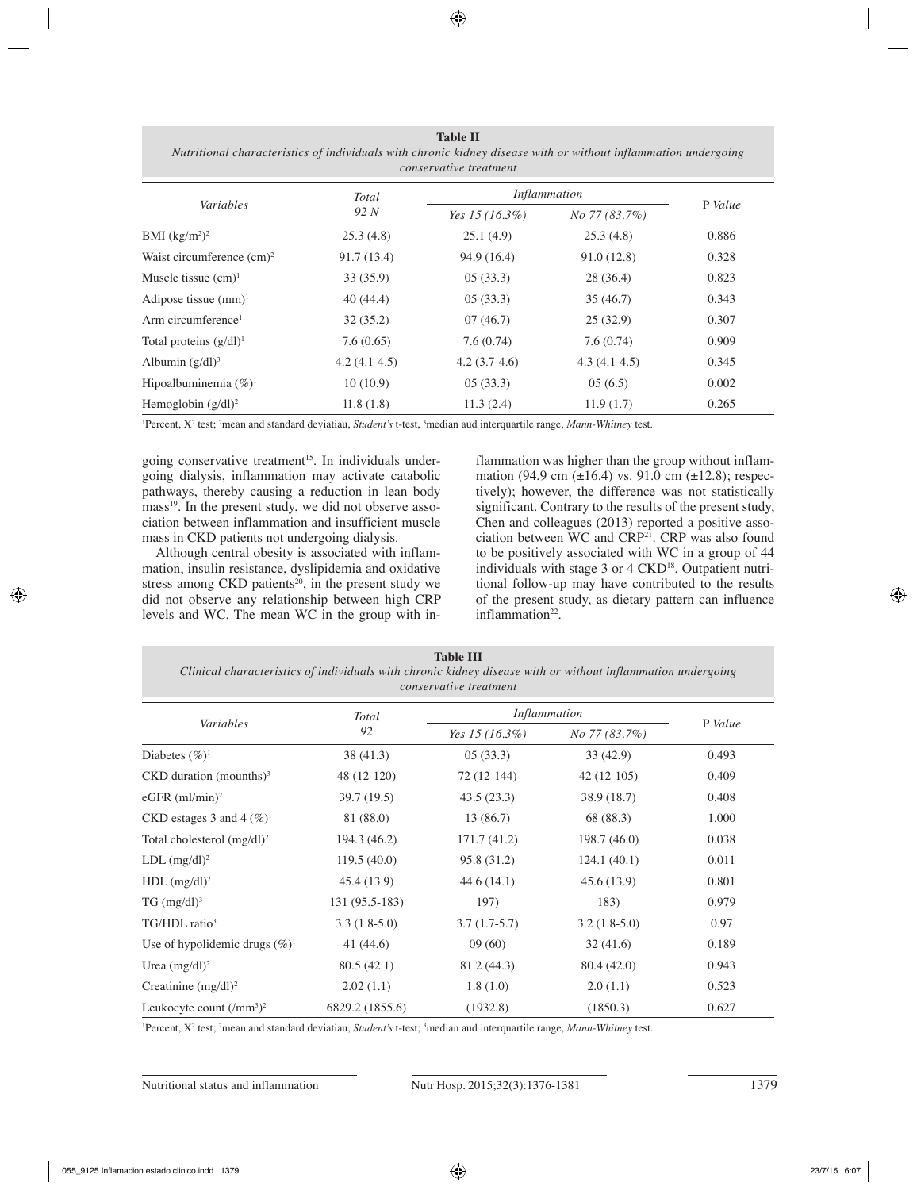**Table II**
*Nutritional characteristics of individuals with chronic kidney disease with or without inflammation undergoing conservative treatment*

| *Variables* | *Total* 92 *N* | *Inflammation* | | P *Value* |
|---|---|---|---|---|
| | | *Yes 15 (16.3%)* | *No 77 (83.7%)* | |
| BMI (kg/m²)[2] | 25.3 (4.8) | 25.1 (4.9) | 25.3 (4.8) | 0.886 |
| Waist circumference (cm)[2] | 91.7 (13.4) | 94.9 (16.4) | 91.0 (12.8) | 0.328 |
| Muscle tissue (cm)[1] | 33 (35.9) | 05 (33.3) | 28 (36.4) | 0.823 |
| Adipose tissue (mm)[1] | 40 (44.4) | 05 (33.3) | 35 (46.7) | 0.343 |
| Arm circumference[1] | 32 (35.2) | 07 (46.7) | 25 (32.9) | 0.307 |
| Total proteins (g/dl)[1] | 7.6 (0.65) | 7.6 (0.74) | 7.6 (0.74) | 0.909 |
| Albumin (g/dl)[3] | 4.2 (4.1-4.5) | 4.2 (3.7-4.6) | 4.3 (4.1-4.5) | 0,345 |
| Hipoalbuminemia (%)[1] | 10 (10.9) | 05 (33.3) | 05 (6.5) | 0.002 |
| Hemoglobin (g/dl)[2] | 11.8 (1.8) | 11.3 (2.4) | 11.9 (1.7) | 0.265 |

[1]Percent, $X^2$ test; [2]mean and standard deviatiau, *Student's* t-test, [3]median aud interquartile range, *Mann-Whitney* test.

going conservative treatment[15]. In individuals undergoing dialysis, inflammation may activate catabolic pathways, thereby causing a reduction in lean body mass[19]. In the present study, we did not observe association between inflammation and insufficient muscle mass in CKD patients not undergoing dialysis.

Although central obesity is associated with inflammation, insulin resistance, dyslipidemia and oxidative stress among CKD patients[20], in the present study we did not observe any relationship between high CRP levels and WC. The mean WC in the group with inflammation was higher than the group without inflammation (94.9 cm (±16.4) vs. 91.0 cm (±12.8); respectively); however, the difference was not statistically significant. Contrary to the results of the present study, Chen and colleagues (2013) reported a positive association between WC and CRP[21]. CRP was also found to be positively associated with WC in a group of 44 individuals with stage 3 or 4 CKD[18]. Outpatient nutritional follow-up may have contributed to the results of the present study, as dietary pattern can influence inflammation[22].

**Table III**
*Clinical characteristics of individuals with chronic kidney disease with or without inflammation undergoing conservative treatment*

| *Variables* | *Total* 92 | *Inflammation* | | P *Value* |
|---|---|---|---|---|
| | | *Yes 15 (16.3%)* | *No 77 (83.7%)* | |
| Diabetes (%)[1] | 38 (41.3) | 05 (33.3) | 33 (42.9) | 0.493 |
| CKD duration (mounths)[3] | 48 (12-120) | 72 (12-144) | 42 (12-105) | 0.409 |
| eGFR (ml/min)[2] | 39.7 (19.5) | 43.5 (23.3) | 38.9 (18.7) | 0.408 |
| CKD estages 3 and 4 (%)[1] | 81 (88.0) | 13 (86.7) | 68 (88.3) | 1.000 |
| Total cholesterol (mg/dl)[2] | 194.3 (46.2) | 171.7 (41.2) | 198.7 (46.0) | 0.038 |
| LDL (mg/dl)[2] | 119.5 (40.0) | 95.8 (31.2) | 124.1 (40.1) | 0.011 |
| HDL (mg/dl)[2] | 45.4 (13.9) | 44.6 (14.1) | 45.6 (13.9) | 0.801 |
| TG (mg/dl)[3] | 131 (95.5-183) | 197) | 183) | 0.979 |
| TG/HDL ratio[3] | 3.3 (1.8-5.0) | 3.7 (1.7-5.7) | 3.2 (1.8-5.0) | 0.97 |
| Use of hypolidemic drugs (%)[1] | 41 (44.6) | 09 (60) | 32 (41.6) | 0.189 |
| Urea (mg/dl)[2] | 80.5 (42.1) | 81.2 (44.3) | 80.4 (42.0) | 0.943 |
| Creatinine (mg/dl)[2] | 2.02 (1.1) | 1.8 (1.0) | 2.0 (1.1) | 0.523 |
| Leukocyte count (/mm³)[2] | 6829.2 (1855.6) | (1932.8) | (1850.3) | 0.627 |

[1]Percent, $X^2$ test; [2]mean and standard deviatiau, *Student's* t-test; [3]median aud interquartile range, *Mann-Whitney* test.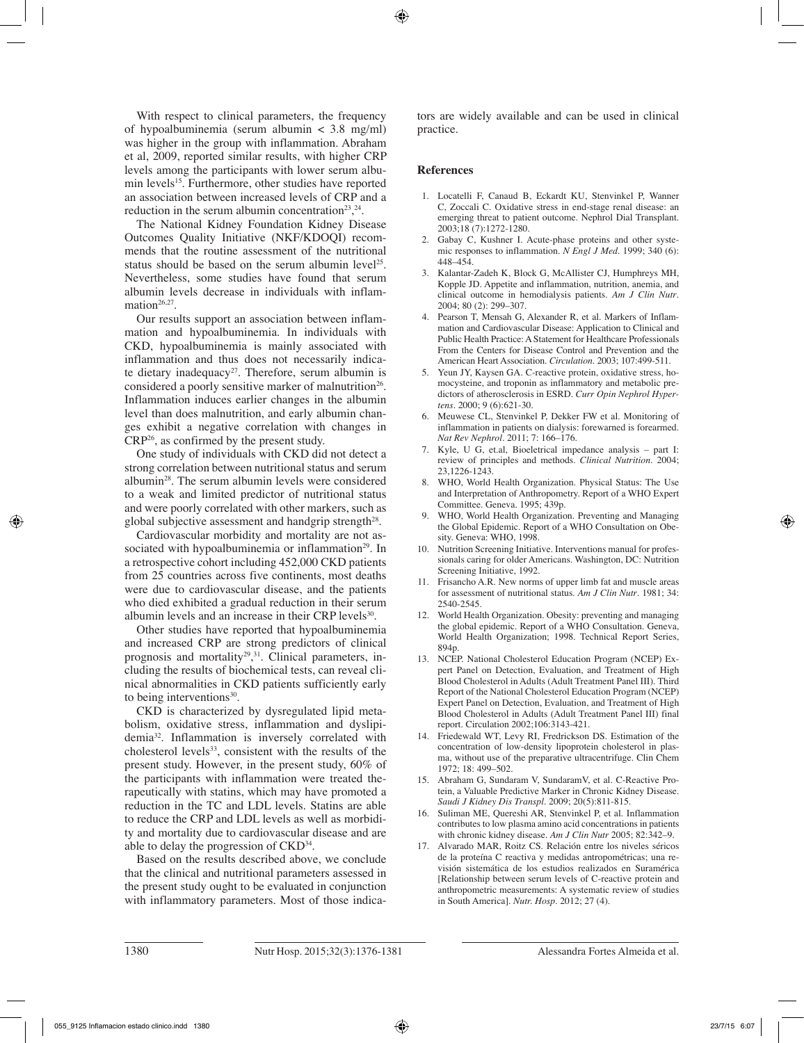With respect to clinical parameters, the frequency of hypoalbuminemia (serum albumin < 3.8 mg/ml) was higher in the group with inflammation. Abraham et al, 2009, reported similar results, with higher CRP levels among the participants with lower serum albumin levels[15]. Furthermore, other studies have reported an association between increased levels of CRP and a reduction in the serum albumin concentration[23,24].

The National Kidney Foundation Kidney Disease Outcomes Quality Initiative (NKF/KDOQI) recommends that the routine assessment of the nutritional status should be based on the serum albumin level[25]. Nevertheless, some studies have found that serum albumin levels decrease in individuals with inflammation[26,27].

Our results support an association between inflammation and hypoalbuminemia. In individuals with CKD, hypoalbuminemia is mainly associated with inflammation and thus does not necessarily indicate dietary inadequacy[27]. Therefore, serum albumin is considered a poorly sensitive marker of malnutrition[26]. Inflammation induces earlier changes in the albumin level than does malnutrition, and early albumin changes exhibit a negative correlation with changes in CRP[26], as confirmed by the present study.

One study of individuals with CKD did not detect a strong correlation between nutritional status and serum albumin[28]. The serum albumin levels were considered to a weak and limited predictor of nutritional status and were poorly correlated with other markers, such as global subjective assessment and handgrip strength[28].

Cardiovascular morbidity and mortality are not associated with hypoalbuminemia or inflammation[29]. In a retrospective cohort including 452,000 CKD patients from 25 countries across five continents, most deaths were due to cardiovascular disease, and the patients who died exhibited a gradual reduction in their serum albumin levels and an increase in their CRP levels[30].

Other studies have reported that hypoalbuminemia and increased CRP are strong predictors of clinical prognosis and mortality[29,31]. Clinical parameters, including the results of biochemical tests, can reveal clinical abnormalities in CKD patients sufficiently early to being interventions[30].

CKD is characterized by dysregulated lipid metabolism, oxidative stress, inflammation and dyslipidemia[32]. Inflammation is inversely correlated with cholesterol levels[33], consistent with the results of the present study. However, in the present study, 60% of the participants with inflammation were treated therapeutically with statins, which may have promoted a reduction in the TC and LDL levels. Statins are able to reduce the CRP and LDL levels as well as morbidity and mortality due to cardiovascular disease and are able to delay the progression of CKD[34].

Based on the results described above, we conclude that the clinical and nutritional parameters assessed in the present study ought to be evaluated in conjunction with inflammatory parameters. Most of those indicators are widely available and can be used in clinical practice.

## References

1. Locatelli F, Canaud B, Eckardt KU, Stenvinkel P, Wanner C, Zoccali C. Oxidative stress in end-stage renal disease: an emerging threat to patient outcome. Nephrol Dial Transplant. 2003;18 (7):1272-1280.
2. Gabay C, Kushner I. Acute-phase proteins and other systemic responses to inflammation. *N Engl J Med*. 1999; 340 (6): 448–454.
3. Kalantar-Zadeh K, Block G, McAllister CJ, Humphreys MH, Kopple JD. Appetite and inflammation, nutrition, anemia, and clinical outcome in hemodialysis patients. *Am J Clin Nutr*. 2004; 80 (2): 299–307.
4. Pearson T, Mensah G, Alexander R, et al. Markers of Inflammation and Cardiovascular Disease: Application to Clinical and Public Health Practice: A Statement for Healthcare Professionals From the Centers for Disease Control and Prevention and the American Heart Association. *Circulation*. 2003; 107:499-511.
5. Yeun JY, Kaysen GA. C-reactive protein, oxidative stress, homocysteine, and troponin as inflammatory and metabolic predictors of atherosclerosis in ESRD. *Curr Opin Nephrol Hypertens*. 2000; 9 (6):621-30.
6. Meuwese CL, Stenvinkel P, Dekker FW et al. Monitoring of inflammation in patients on dialysis: forewarned is forearmed. *Nat Rev Nephrol*. 2011; 7: 166–176.
7. Kyle, U G, et.al, Bioeletrical impedance analysis – part I: review of principles and methods. *Clinical Nutrition*. 2004; 23,1226-1243.
8. WHO, World Health Organization. Physical Status: The Use and Interpretation of Anthropometry. Report of a WHO Expert Committee. Geneva. 1995; 439p.
9. WHO, World Health Organization. Preventing and Managing the Global Epidemic. Report of a WHO Consultation on Obesity. Geneva: WHO, 1998.
10. Nutrition Screening Initiative. Interventions manual for professionals caring for older Americans. Washington, DC: Nutrition Screening Initiative, 1992.
11. Frisancho A.R. New norms of upper limb fat and muscle areas for assessment of nutritional status. *Am J Clin Nutr*. 1981; 34: 2540-2545.
12. World Health Organization. Obesity: preventing and managing the global epidemic. Report of a WHO Consultation. Geneva, World Health Organization; 1998. Technical Report Series, 894p.
13. NCEP. National Cholesterol Education Program (NCEP) Expert Panel on Detection, Evaluation, and Treatment of High Blood Cholesterol in Adults (Adult Treatment Panel III). Third Report of the National Cholesterol Education Program (NCEP) Expert Panel on Detection, Evaluation, and Treatment of High Blood Cholesterol in Adults (Adult Treatment Panel III) final report. Circulation 2002;106:3143-421.
14. Friedewald WT, Levy RI, Fredrickson DS. Estimation of the concentration of low-density lipoprotein cholesterol in plasma, without use of the preparative ultracentrifuge. Clin Chem 1972; 18: 499–502.
15. Abraham G, Sundaram V, SundaramV, et al. C-Reactive Protein, a Valuable Predictive Marker in Chronic Kidney Disease. *Saudi J Kidney Dis Transpl*. 2009; 20(5):811-815.
16. Suliman ME, Quereshi AR, Stenvinkel P, et al. Inflammation contributes to low plasma amino acid concentrations in patients with chronic kidney disease. *Am J Clin Nutr* 2005; 82:342–9.
17. Alvarado MAR, Roitz CS. Relación entre los niveles séricos de la proteína C reactiva y medidas antropométricas; una revisión sistemática de los estudios realizados en Suramérica [Relationship between serum levels of C-reactive protein and anthropometric measurements: A systematic review of studies in South America]. *Nutr. Hosp*. 2012; 27 (4).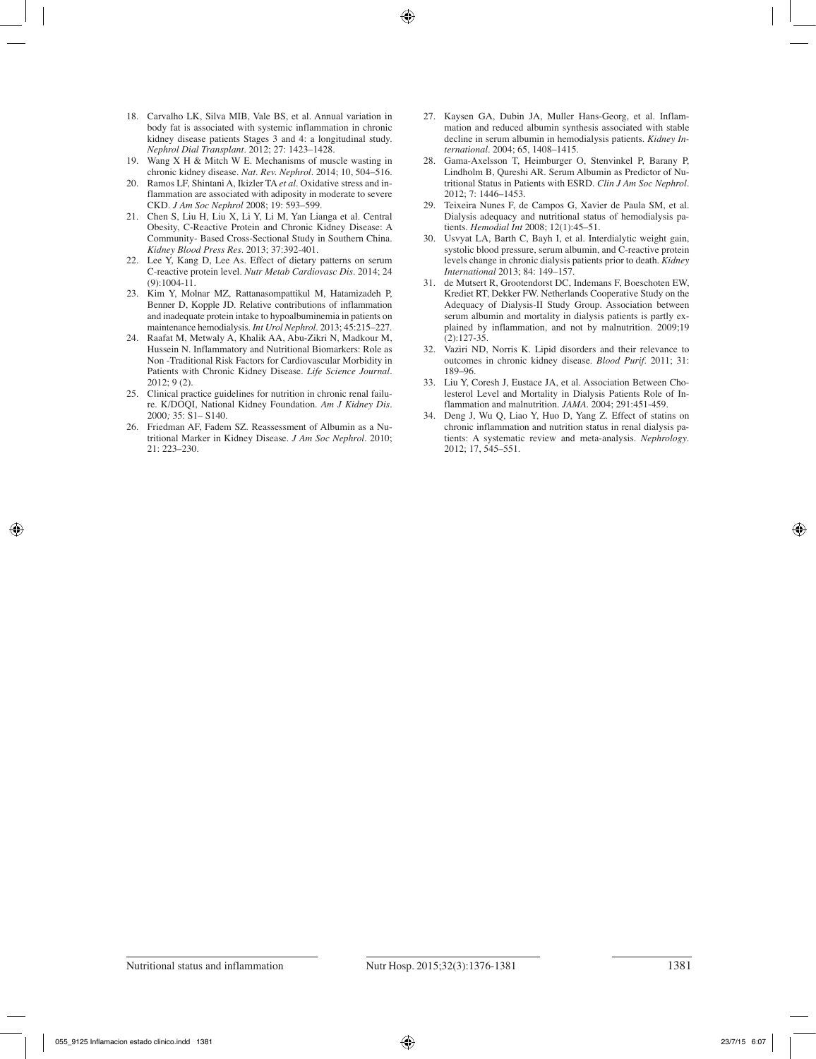18. Carvalho LK, Silva MIB, Vale BS, et al. Annual variation in body fat is associated with systemic inflammation in chronic kidney disease patients Stages 3 and 4: a longitudinal study. *Nephrol Dial Transplant*. 2012; 27: 1423–1428.
19. Wang X H & Mitch W E. Mechanisms of muscle wasting in chronic kidney disease. *Nat. Rev. Nephrol*. 2014; 10, 504–516.
20. Ramos LF, Shintani A, Ikizler TA *et al*. Oxidative stress and inflammation are associated with adiposity in moderate to severe CKD. *J Am Soc Nephrol* 2008; 19: 593–599.
21. Chen S, Liu H, Liu X, Li Y, Li M, Yan Lianga et al. Central Obesity, C-Reactive Protein and Chronic Kidney Disease: A Community- Based Cross-Sectional Study in Southern China. *Kidney Blood Press Res*. 2013; 37:392-401.
22. Lee Y, Kang D, Lee As. Effect of dietary patterns on serum C-reactive protein level. *Nutr Metab Cardiovasc Dis*. 2014; 24 (9):1004-11.
23. Kim Y, Molnar MZ, Rattanasompattikul M, Hatamizadeh P, Benner D, Kopple JD. Relative contributions of inflammation and inadequate protein intake to hypoalbuminemia in patients on maintenance hemodialysis. *Int Urol Nephrol*. 2013; 45:215–227.
24. Raafat M, Metwaly A, Khalik AA, Abu-Zikri N, Madkour M, Hussein N. Inflammatory and Nutritional Biomarkers: Role as Non -Traditional Risk Factors for Cardiovascular Morbidity in Patients with Chronic Kidney Disease. *Life Science Journal*. 2012; 9 (2).
25. Clinical practice guidelines for nutrition in chronic renal failure. K/DOQI, National Kidney Foundation. *Am J Kidney Dis*. 2000*;* 35: S1– S140.
26. Friedman AF, Fadem SZ. Reassessment of Albumin as a Nutritional Marker in Kidney Disease. *J Am Soc Nephrol*. 2010; 21: 223–230.
27. Kaysen GA, Dubin JA, Muller Hans-Georg, et al. Inflammation and reduced albumin synthesis associated with stable decline in serum albumin in hemodialysis patients. *Kidney International*. 2004; 65, 1408–1415.
28. Gama-Axelsson T, Heimburger O, Stenvinkel P, Barany P, Lindholm B, Qureshi AR. Serum Albumin as Predictor of Nutritional Status in Patients with ESRD. *Clin J Am Soc Nephrol*. 2012; 7: 1446–1453.
29. Teixeira Nunes F, de Campos G, Xavier de Paula SM, et al. Dialysis adequacy and nutritional status of hemodialysis patients. *Hemodial Int* 2008; 12(1):45–51.
30. Usvyat LA, Barth C, Bayh I, et al. Interdialytic weight gain, systolic blood pressure, serum albumin, and C-reactive protein levels change in chronic dialysis patients prior to death. *Kidney International* 2013; 84: 149–157.
31. de Mutsert R, Grootendorst DC, Indemans F, Boeschoten EW, Krediet RT, Dekker FW. Netherlands Cooperative Study on the Adequacy of Dialysis-II Study Group. Association between serum albumin and mortality in dialysis patients is partly explained by inflammation, and not by malnutrition. 2009;19 (2):127-35.
32. Vaziri ND, Norris K. Lipid disorders and their relevance to outcomes in chronic kidney disease. *Blood Purif*. 2011; 31: 189–96.
33. Liu Y, Coresh J, Eustace JA, et al. Association Between Cholesterol Level and Mortality in Dialysis Patients Role of Inflammation and malnutrition. *JAMA*. 2004; 291:451-459.
34. Deng J, Wu Q, Liao Y, Huo D, Yang Z. Effect of statins on chronic inflammation and nutrition status in renal dialysis patients: A systematic review and meta-analysis. *Nephrology*. 2012; 17, 545–551.